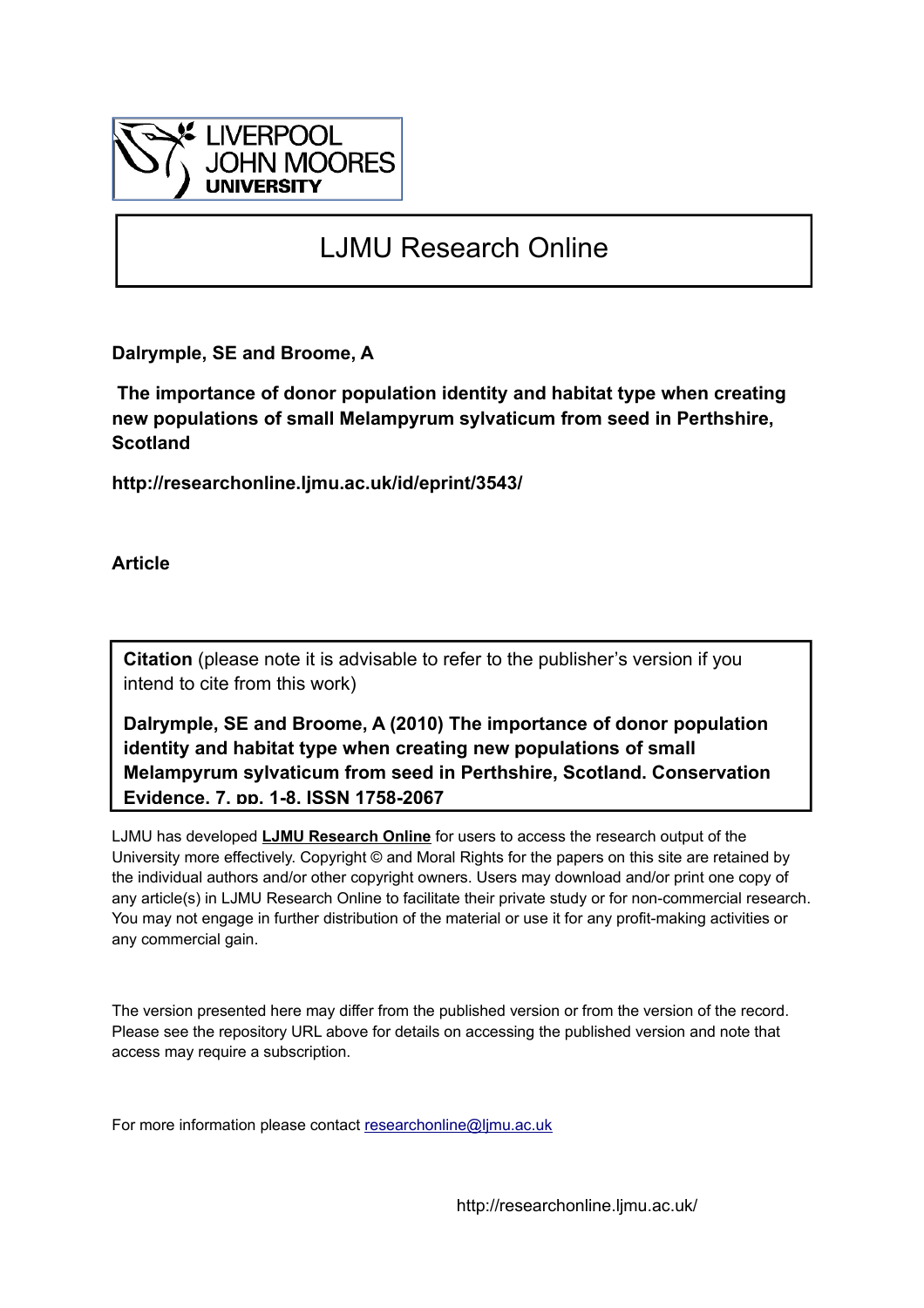LIVERPOOL
JOHN MOORES
UNIVERSITY

# LJMU Research Online

**Dalrymple, SE and Broome, A**

**The importance of donor population identity and habitat type when creating new populations of small Melampyrum sylvaticum from seed in Perthshire, Scotland**

**http://researchonline.ljmu.ac.uk/id/eprint/3543/**

**Article**

**Citation** (please note it is advisable to refer to the publisher's version if you intend to cite from this work)

**Dalrymple, SE and Broome, A (2010) The importance of donor population identity and habitat type when creating new populations of small Melampyrum sylvaticum from seed in Perthshire, Scotland. Conservation Evidence, 7. pp. 1-8. ISSN 1758-2067**

LJMU has developed **LJMU Research Online** for users to access the research output of the University more effectively. Copyright © and Moral Rights for the papers on this site are retained by the individual authors and/or other copyright owners. Users may download and/or print one copy of any article(s) in LJMU Research Online to facilitate their private study or for non-commercial research. You may not engage in further distribution of the material or use it for any profit-making activities or any commercial gain.

The version presented here may differ from the published version or from the version of the record. Please see the repository URL above for details on accessing the published version and note that access may require a subscription.

For more information please contact researchonline@ljmu.ac.uk

http://researchonline.ljmu.ac.uk/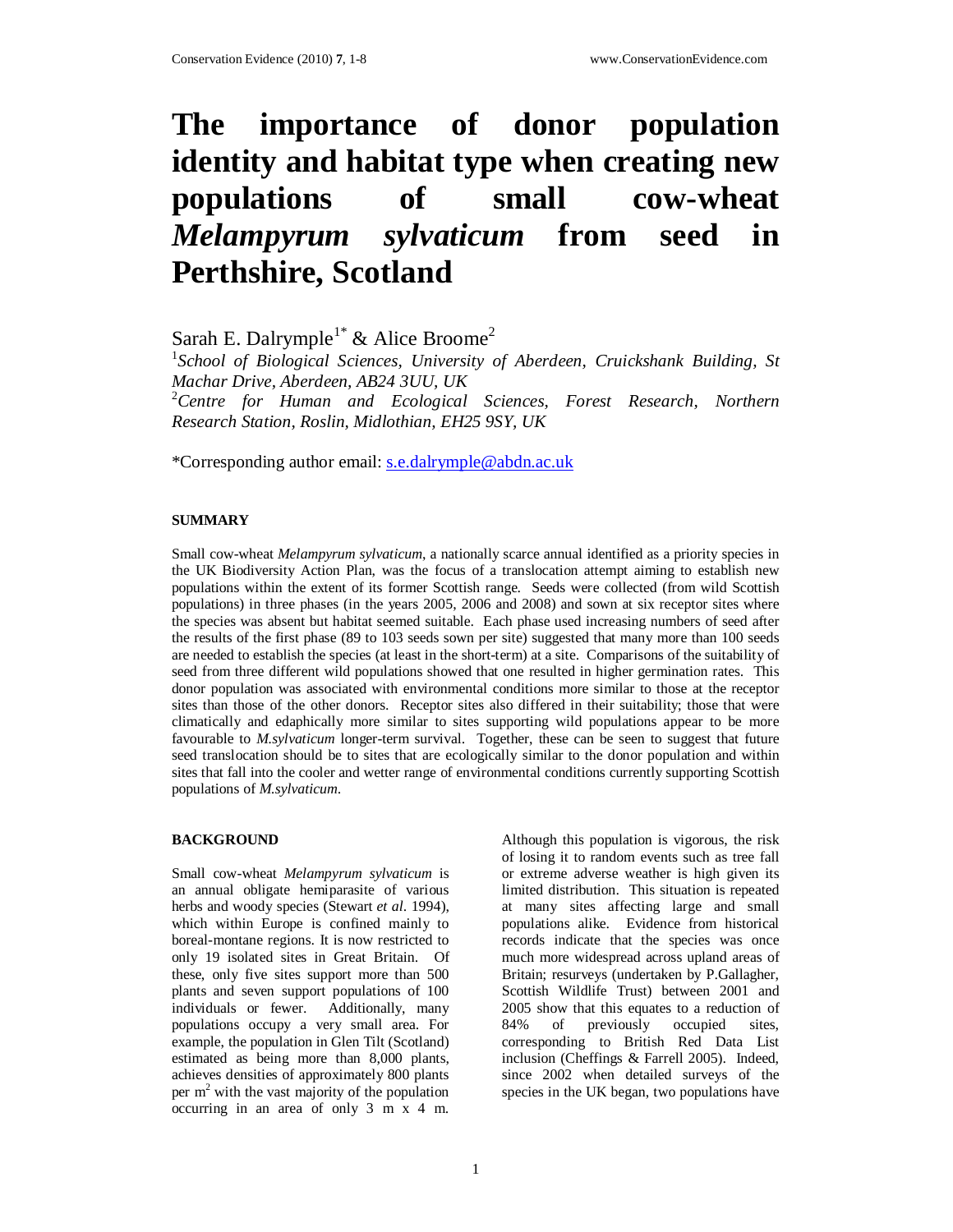# The importance of donor population identity and habitat type when creating new populations of small cow-wheat *Melampyrum sylvaticum* from seed in Perthshire, Scotland

Sarah E. Dalrymple[1*] & Alice Broome[2]

[1]*School of Biological Sciences, University of Aberdeen, Cruickshank Building, St Machar Drive, Aberdeen, AB24 3UU, UK*
[2]*Centre for Human and Ecological Sciences, Forest Research, Northern Research Station, Roslin, Midlothian, EH25 9SY, UK*

*Corresponding author email: s.e.dalrymple@abdn.ac.uk

## SUMMARY

Small cow-wheat *Melampyrum sylvaticum*, a nationally scarce annual identified as a priority species in the UK Biodiversity Action Plan, was the focus of a translocation attempt aiming to establish new populations within the extent of its former Scottish range. Seeds were collected (from wild Scottish populations) in three phases (in the years 2005, 2006 and 2008) and sown at six receptor sites where the species was absent but habitat seemed suitable. Each phase used increasing numbers of seed after the results of the first phase (89 to 103 seeds sown per site) suggested that many more than 100 seeds are needed to establish the species (at least in the short-term) at a site. Comparisons of the suitability of seed from three different wild populations showed that one resulted in higher germination rates. This donor population was associated with environmental conditions more similar to those at the receptor sites than those of the other donors. Receptor sites also differed in their suitability; those that were climatically and edaphically more similar to sites supporting wild populations appear to be more favourable to *M.sylvaticum* longer-term survival. Together, these can be seen to suggest that future seed translocation should be to sites that are ecologically similar to the donor population and within sites that fall into the cooler and wetter range of environmental conditions currently supporting Scottish populations of *M.sylvaticum*.

## BACKGROUND

Small cow-wheat *Melampyrum sylvaticum* is an annual obligate hemiparasite of various herbs and woody species (Stewart *et al*. 1994), which within Europe is confined mainly to boreal-montane regions. It is now restricted to only 19 isolated sites in Great Britain. Of these, only five sites support more than 500 plants and seven support populations of 100 individuals or fewer. Additionally, many populations occupy a very small area. For example, the population in Glen Tilt (Scotland) estimated as being more than 8,000 plants, achieves densities of approximately 800 plants per $m^2$ with the vast majority of the population occurring in an area of only 3 m x 4 m. Although this population is vigorous, the risk of losing it to random events such as tree fall or extreme adverse weather is high given its limited distribution. This situation is repeated at many sites affecting large and small populations alike. Evidence from historical records indicate that the species was once much more widespread across upland areas of Britain; resurveys (undertaken by P.Gallagher, Scottish Wildlife Trust) between 2001 and 2005 show that this equates to a reduction of 84% of previously occupied sites, corresponding to British Red Data List inclusion (Cheffings & Farrell 2005). Indeed, since 2002 when detailed surveys of the species in the UK began, two populations have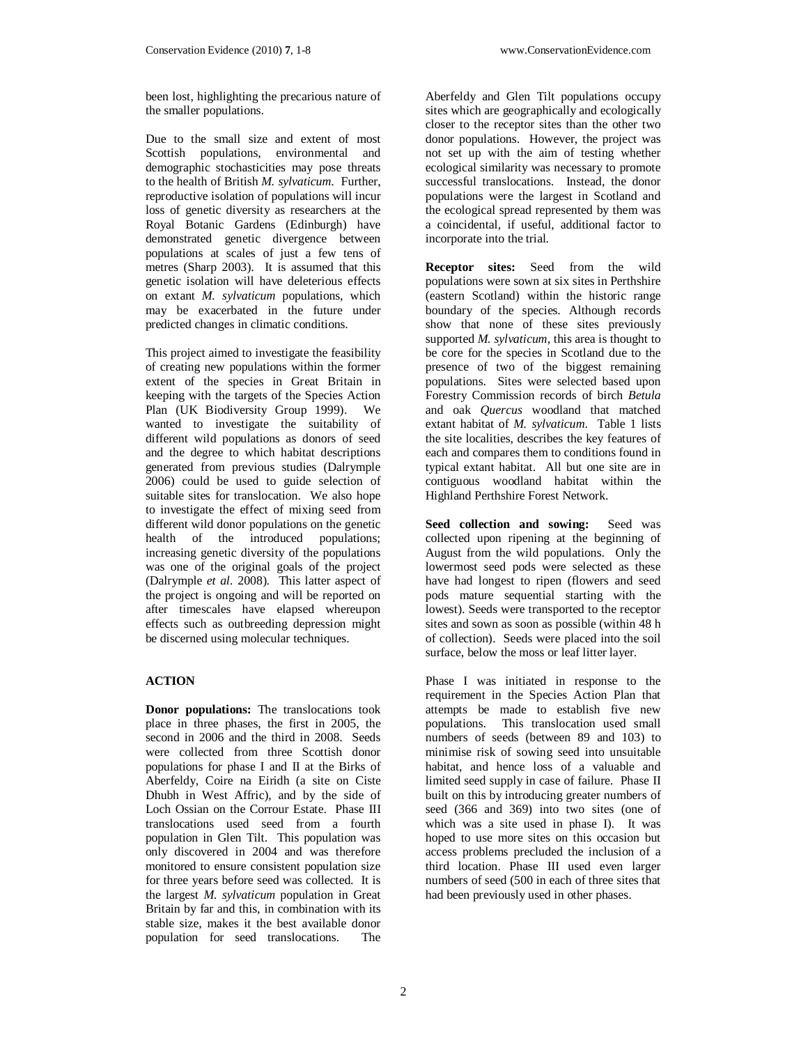been lost, highlighting the precarious nature of the smaller populations.

Due to the small size and extent of most Scottish populations, environmental and demographic stochasticities may pose threats to the health of British *M. sylvaticum*. Further, reproductive isolation of populations will incur loss of genetic diversity as researchers at the Royal Botanic Gardens (Edinburgh) have demonstrated genetic divergence between populations at scales of just a few tens of metres (Sharp 2003). It is assumed that this genetic isolation will have deleterious effects on extant *M. sylvaticum* populations, which may be exacerbated in the future under predicted changes in climatic conditions.

This project aimed to investigate the feasibility of creating new populations within the former extent of the species in Great Britain in keeping with the targets of the Species Action Plan (UK Biodiversity Group 1999). We wanted to investigate the suitability of different wild populations as donors of seed and the degree to which habitat descriptions generated from previous studies (Dalrymple 2006) could be used to guide selection of suitable sites for translocation. We also hope to investigate the effect of mixing seed from different wild donor populations on the genetic health of the introduced populations; increasing genetic diversity of the populations was one of the original goals of the project (Dalrymple *et al*. 2008). This latter aspect of the project is ongoing and will be reported on after timescales have elapsed whereupon effects such as outbreeding depression might be discerned using molecular techniques.

## ACTION

**Donor populations:** The translocations took place in three phases, the first in 2005, the second in 2006 and the third in 2008. Seeds were collected from three Scottish donor populations for phase I and II at the Birks of Aberfeldy, Coire na Eiridh (a site on Ciste Dhubh in West Affric), and by the side of Loch Ossian on the Corrour Estate. Phase III translocations used seed from a fourth population in Glen Tilt. This population was only discovered in 2004 and was therefore monitored to ensure consistent population size for three years before seed was collected. It is the largest *M. sylvaticum* population in Great Britain by far and this, in combination with its stable size, makes it the best available donor population for seed translocations. The Aberfeldy and Glen Tilt populations occupy sites which are geographically and ecologically closer to the receptor sites than the other two donor populations. However, the project was not set up with the aim of testing whether ecological similarity was necessary to promote successful translocations. Instead, the donor populations were the largest in Scotland and the ecological spread represented by them was a coincidental, if useful, additional factor to incorporate into the trial.

**Receptor sites:** Seed from the wild populations were sown at six sites in Perthshire (eastern Scotland) within the historic range boundary of the species. Although records show that none of these sites previously supported *M. sylvaticum*, this area is thought to be core for the species in Scotland due to the presence of two of the biggest remaining populations. Sites were selected based upon Forestry Commission records of birch *Betula* and oak *Quercus* woodland that matched extant habitat of *M. sylvaticum*. Table 1 lists the site localities, describes the key features of each and compares them to conditions found in typical extant habitat. All but one site are in contiguous woodland habitat within the Highland Perthshire Forest Network.

**Seed collection and sowing:** Seed was collected upon ripening at the beginning of August from the wild populations. Only the lowermost seed pods were selected as these have had longest to ripen (flowers and seed pods mature sequential starting with the lowest). Seeds were transported to the receptor sites and sown as soon as possible (within 48 h of collection). Seeds were placed into the soil surface, below the moss or leaf litter layer.

Phase I was initiated in response to the requirement in the Species Action Plan that attempts be made to establish five new populations. This translocation used small numbers of seeds (between 89 and 103) to minimise risk of sowing seed into unsuitable habitat, and hence loss of a valuable and limited seed supply in case of failure. Phase II built on this by introducing greater numbers of seed (366 and 369) into two sites (one of which was a site used in phase I). It was hoped to use more sites on this occasion but access problems precluded the inclusion of a third location. Phase III used even larger numbers of seed (500 in each of three sites that had been previously used in other phases.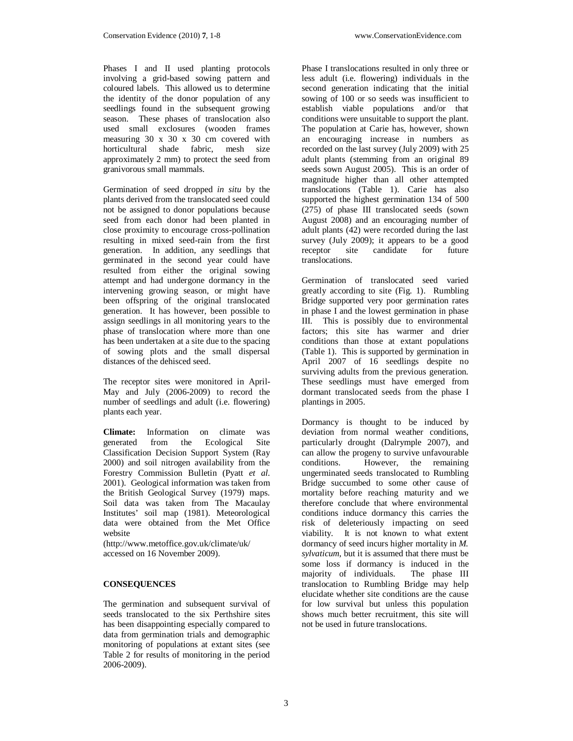Phases I and II used planting protocols involving a grid-based sowing pattern and coloured labels. This allowed us to determine the identity of the donor population of any seedlings found in the subsequent growing season. These phases of translocation also used small exclosures (wooden frames measuring 30 x 30 x 30 cm covered with horticultural shade fabric, mesh size approximately 2 mm) to protect the seed from granivorous small mammals.

Germination of seed dropped *in situ* by the plants derived from the translocated seed could not be assigned to donor populations because seed from each donor had been planted in close proximity to encourage cross-pollination resulting in mixed seed-rain from the first generation. In addition, any seedlings that germinated in the second year could have resulted from either the original sowing attempt and had undergone dormancy in the intervening growing season, or might have been offspring of the original translocated generation. It has however, been possible to assign seedlings in all monitoring years to the phase of translocation where more than one has been undertaken at a site due to the spacing of sowing plots and the small dispersal distances of the dehisced seed.

The receptor sites were monitored in April-May and July (2006-2009) to record the number of seedlings and adult (i.e. flowering) plants each year.

**Climate:** Information on climate was generated from the Ecological Site Classification Decision Support System (Ray 2000) and soil nitrogen availability from the Forestry Commission Bulletin (Pyatt *et al.* 2001). Geological information was taken from the British Geological Survey (1979) maps. Soil data was taken from The Macaulay Institutes' soil map (1981). Meteorological data were obtained from the Met Office website (http://www.metoffice.gov.uk/climate/uk/ accessed on 16 November 2009).

## CONSEQUENCES

The germination and subsequent survival of seeds translocated to the six Perthshire sites has been disappointing especially compared to data from germination trials and demographic monitoring of populations at extant sites (see Table 2 for results of monitoring in the period 2006-2009).

Phase I translocations resulted in only three or less adult (i.e. flowering) individuals in the second generation indicating that the initial sowing of 100 or so seeds was insufficient to establish viable populations and/or that conditions were unsuitable to support the plant. The population at Carie has, however, shown an encouraging increase in numbers as recorded on the last survey (July 2009) with 25 adult plants (stemming from an original 89 seeds sown August 2005). This is an order of magnitude higher than all other attempted translocations (Table 1). Carie has also supported the highest germination 134 of 500 (275) of phase III translocated seeds (sown August 2008) and an encouraging number of adult plants (42) were recorded during the last survey (July 2009); it appears to be a good receptor site candidate for future translocations.

Germination of translocated seed varied greatly according to site (Fig. 1). Rumbling Bridge supported very poor germination rates in phase I and the lowest germination in phase III. This is possibly due to environmental factors; this site has warmer and drier conditions than those at extant populations (Table 1). This is supported by germination in April 2007 of 16 seedlings despite no surviving adults from the previous generation. These seedlings must have emerged from dormant translocated seeds from the phase I plantings in 2005.

Dormancy is thought to be induced by deviation from normal weather conditions, particularly drought (Dalrymple 2007), and can allow the progeny to survive unfavourable conditions. However, the remaining ungerminated seeds translocated to Rumbling Bridge succumbed to some other cause of mortality before reaching maturity and we therefore conclude that where environmental conditions induce dormancy this carries the risk of deleteriously impacting on seed viability. It is not known to what extent dormancy of seed incurs higher mortality in *M. sylvaticum*, but it is assumed that there must be some loss if dormancy is induced in the majority of individuals. The phase III translocation to Rumbling Bridge may help elucidate whether site conditions are the cause for low survival but unless this population shows much better recruitment, this site will not be used in future translocations.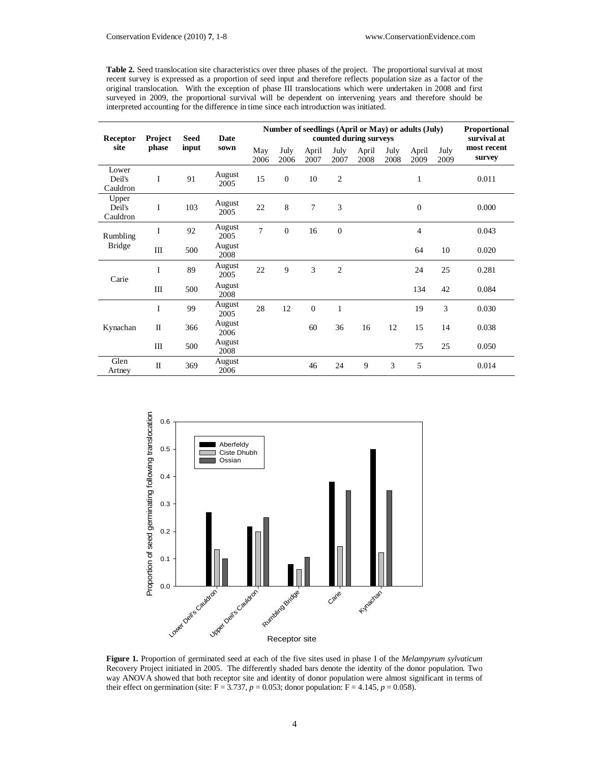**Table 2.** Seed translocation site characteristics over three phases of the project. The proportional survival at most recent survey is expressed as a proportion of seed input and therefore reflects population size as a factor of the original translocation. With the exception of phase III translocations which were undertaken in 2008 and first surveyed in 2009, the proportional survival will be dependent on intervening years and therefore should be interpreted accounting for the difference in time since each introduction was initiated.

| Receptor site | Project phase | Seed input | Date sown | Number of seedlings (April or May) or adults (July) counted during surveys | | | | | | | | Proportional survival at most recent survey |
|---|---|---|---|---|---|---|---|---|---|---|---|---|
| | | | | May 2006 | July 2006 | April 2007 | July 2007 | April 2008 | July 2008 | April 2009 | July 2009 | |
| Lower Deil's Cauldron | I | 91 | August 2005 | 15 | 0 | 10 | 2 | | | 1 | | 0.011 |
| Upper Deil's Cauldron | I | 103 | August 2005 | 22 | 8 | 7 | 3 | | | 0 | | 0.000 |
| Rumbling Bridge | I | 92 | August 2005 | 7 | 0 | 16 | 0 | | | 4 | | 0.043 |
| | III | 500 | August 2008 | | | | | | | 64 | 10 | 0.020 |
| Carie | I | 89 | August 2005 | 22 | 9 | 3 | 2 | | | 24 | 25 | 0.281 |
| | III | 500 | August 2008 | | | | | | | 134 | 42 | 0.084 |
| Kynachan | I | 99 | August 2005 | 28 | 12 | 0 | 1 | | | 19 | 3 | 0.030 |
| | II | 366 | August 2006 | | | 60 | 36 | 16 | 12 | 15 | 14 | 0.038 |
| | III | 500 | August 2008 | | | | | | | 75 | 25 | 0.050 |
| Glen Artney | II | 369 | August 2006 | | | 46 | 24 | 9 | 3 | 5 | | 0.014 |

**Figure 1.** Proportion of germinated seed at each of the five sites used in phase I of the *Melampyrum sylvaticum* Recovery Project initiated in 2005. The differently shaded bars denote the identity of the donor population. Two way ANOVA showed that both receptor site and identity of donor population were almost significant in terms of their effect on germination (site: $F = 3.737$, $p = 0.053$; donor population: $F = 4.145$, $p = 0.058$).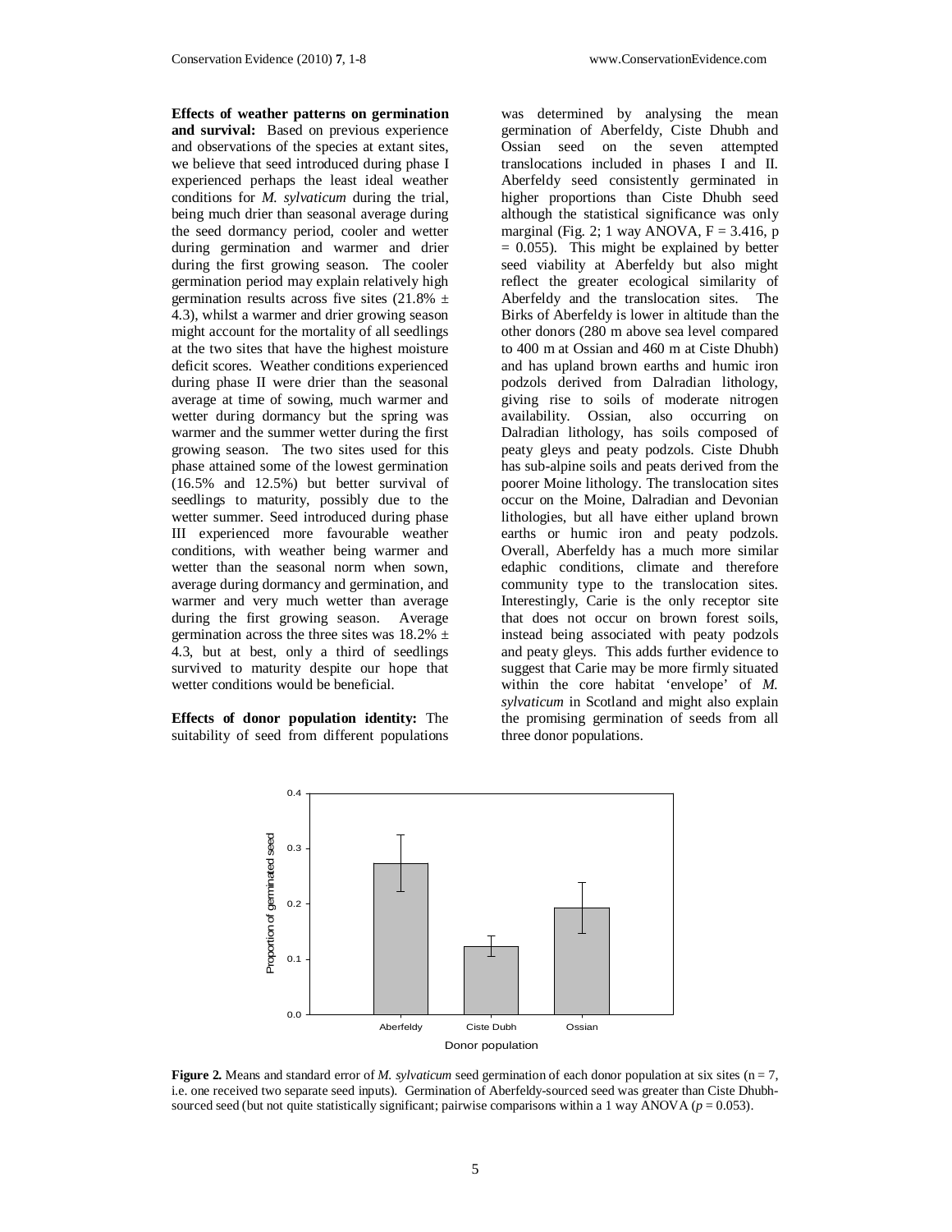**Effects of weather patterns on germination and survival:** Based on previous experience and observations of the species at extant sites, we believe that seed introduced during phase I experienced perhaps the least ideal weather conditions for *M. sylvaticum* during the trial, being much drier than seasonal average during the seed dormancy period, cooler and wetter during germination and warmer and drier during the first growing season. The cooler germination period may explain relatively high germination results across five sites (21.8% ± 4.3), whilst a warmer and drier growing season might account for the mortality of all seedlings at the two sites that have the highest moisture deficit scores. Weather conditions experienced during phase II were drier than the seasonal average at time of sowing, much warmer and wetter during dormancy but the spring was warmer and the summer wetter during the first growing season. The two sites used for this phase attained some of the lowest germination (16.5% and 12.5%) but better survival of seedlings to maturity, possibly due to the wetter summer. Seed introduced during phase III experienced more favourable weather conditions, with weather being warmer and wetter than the seasonal norm when sown, average during dormancy and germination, and warmer and very much wetter than average during the first growing season. Average germination across the three sites was 18.2% ± 4.3, but at best, only a third of seedlings survived to maturity despite our hope that wetter conditions would be beneficial.

**Effects of donor population identity:** The suitability of seed from different populations was determined by analysing the mean germination of Aberfeldy, Ciste Dhubh and Ossian seed on the seven attempted translocations included in phases I and II. Aberfeldy seed consistently germinated in higher proportions than Ciste Dhubh seed although the statistical significance was only marginal (Fig. 2; 1 way ANOVA, $F = 3.416$, $p = 0.055$). This might be explained by better seed viability at Aberfeldy but also might reflect the greater ecological similarity of Aberfeldy and the translocation sites. The Birks of Aberfeldy is lower in altitude than the other donors (280 m above sea level compared to 400 m at Ossian and 460 m at Ciste Dhubh) and has upland brown earths and humic iron podzols derived from Dalradian lithology, giving rise to soils of moderate nitrogen availability. Ossian, also occurring on Dalradian lithology, has soils composed of peaty gleys and peaty podzols. Ciste Dhubh has sub-alpine soils and peats derived from the poorer Moine lithology. The translocation sites occur on the Moine, Dalradian and Devonian lithologies, but all have either upland brown earths or humic iron and peaty podzols. Overall, Aberfeldy has a much more similar edaphic conditions, climate and therefore community type to the translocation sites. Interestingly, Carie is the only receptor site that does not occur on brown forest soils, instead being associated with peaty podzols and peaty gleys. This adds further evidence to suggest that Carie may be more firmly situated within the core habitat 'envelope' of *M. sylvaticum* in Scotland and might also explain the promising germination of seeds from all three donor populations.

**Figure 2.** Means and standard error of *M. sylvaticum* seed germination of each donor population at six sites (n = 7, i.e. one received two separate seed inputs). Germination of Aberfeldy-sourced seed was greater than Ciste Dhubh-sourced seed (but not quite statistically significant; pairwise comparisons within a 1 way ANOVA ($p = 0.053$).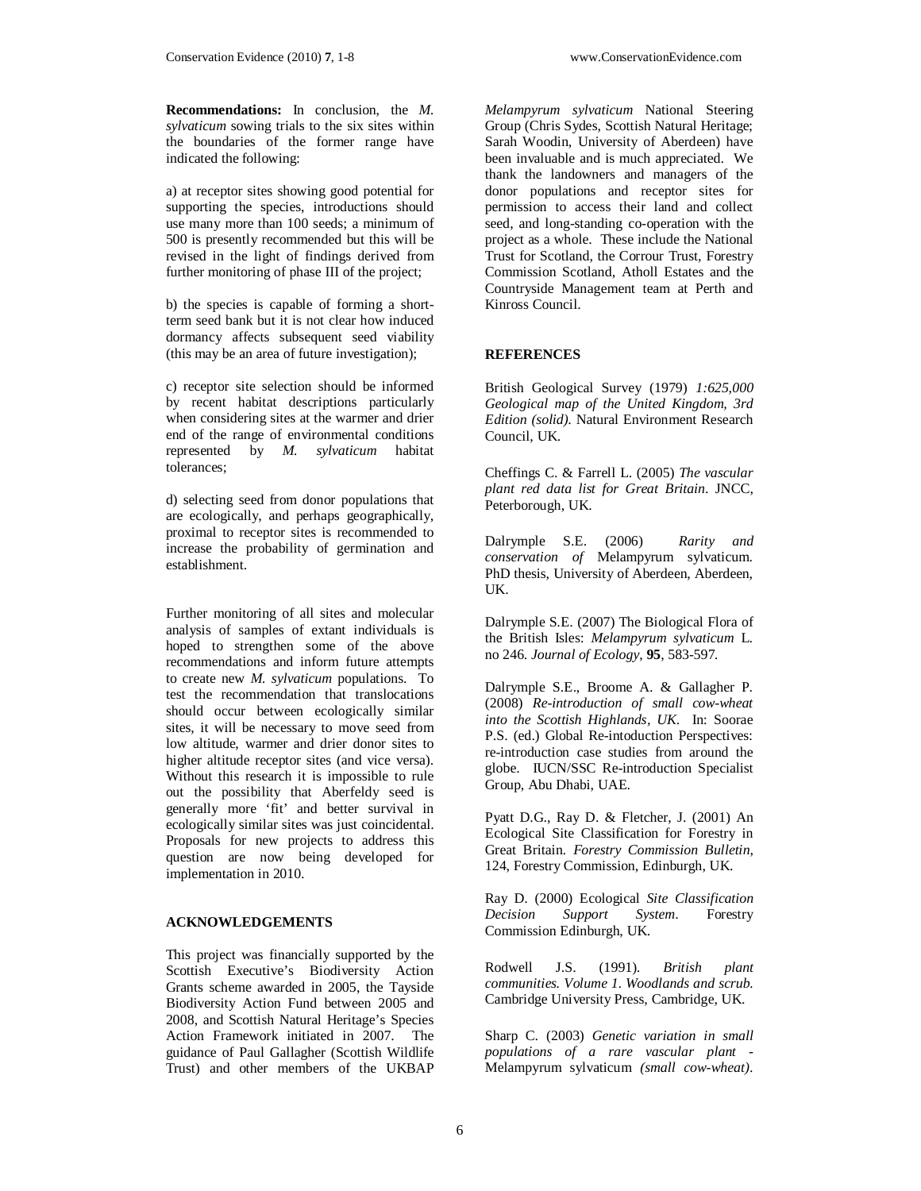**Recommendations:** In conclusion, the *M. sylvaticum* sowing trials to the six sites within the boundaries of the former range have indicated the following:

a) at receptor sites showing good potential for supporting the species, introductions should use many more than 100 seeds; a minimum of 500 is presently recommended but this will be revised in the light of findings derived from further monitoring of phase III of the project;

b) the species is capable of forming a short-term seed bank but it is not clear how induced dormancy affects subsequent seed viability (this may be an area of future investigation);

c) receptor site selection should be informed by recent habitat descriptions particularly when considering sites at the warmer and drier end of the range of environmental conditions represented by *M. sylvaticum* habitat tolerances;

d) selecting seed from donor populations that are ecologically, and perhaps geographically, proximal to receptor sites is recommended to increase the probability of germination and establishment.

Further monitoring of all sites and molecular analysis of samples of extant individuals is hoped to strengthen some of the above recommendations and inform future attempts to create new *M. sylvaticum* populations. To test the recommendation that translocations should occur between ecologically similar sites, it will be necessary to move seed from low altitude, warmer and drier donor sites to higher altitude receptor sites (and vice versa). Without this research it is impossible to rule out the possibility that Aberfeldy seed is generally more 'fit' and better survival in ecologically similar sites was just coincidental. Proposals for new projects to address this question are now being developed for implementation in 2010.

## ACKNOWLEDGEMENTS

This project was financially supported by the Scottish Executive's Biodiversity Action Grants scheme awarded in 2005, the Tayside Biodiversity Action Fund between 2005 and 2008, and Scottish Natural Heritage's Species Action Framework initiated in 2007. The guidance of Paul Gallagher (Scottish Wildlife Trust) and other members of the UKBAP *Melampyrum sylvaticum* National Steering Group (Chris Sydes, Scottish Natural Heritage; Sarah Woodin, University of Aberdeen) have been invaluable and is much appreciated. We thank the landowners and managers of the donor populations and receptor sites for permission to access their land and collect seed, and long-standing co-operation with the project as a whole. These include the National Trust for Scotland, the Corrour Trust, Forestry Commission Scotland, Atholl Estates and the Countryside Management team at Perth and Kinross Council.

## REFERENCES

British Geological Survey (1979) *1:625,000 Geological map of the United Kingdom, 3rd Edition (solid).* Natural Environment Research Council, UK.

Cheffings C. & Farrell L. (2005) *The vascular plant red data list for Great Britain*. JNCC, Peterborough, UK.

Dalrymple S.E. (2006) *Rarity and conservation of* Melampyrum sylvaticum. PhD thesis, University of Aberdeen, Aberdeen, UK.

Dalrymple S.E. (2007) The Biological Flora of the British Isles: *Melampyrum sylvaticum* L. no 246. *Journal of Ecology*, **95**, 583-597.

Dalrymple S.E., Broome A. & Gallagher P. (2008) *Re-introduction of small cow-wheat into the Scottish Highlands, UK*. In: Soorae P.S. (ed.) Global Re-intoduction Perspectives: re-introduction case studies from around the globe. IUCN/SSC Re-introduction Specialist Group, Abu Dhabi, UAE.

Pyatt D.G., Ray D. & Fletcher, J. (2001) An Ecological Site Classification for Forestry in Great Britain. *Forestry Commission Bulletin*, 124, Forestry Commission, Edinburgh, UK.

Ray D. (2000) Ecological *Site Classification Decision Support System*. Forestry Commission Edinburgh, UK.

Rodwell J.S. (1991). *British plant communities. Volume 1. Woodlands and scrub.* Cambridge University Press, Cambridge, UK.

Sharp C. (2003) *Genetic variation in small populations of a rare vascular plant -* Melampyrum sylvaticum *(small cow-wheat).*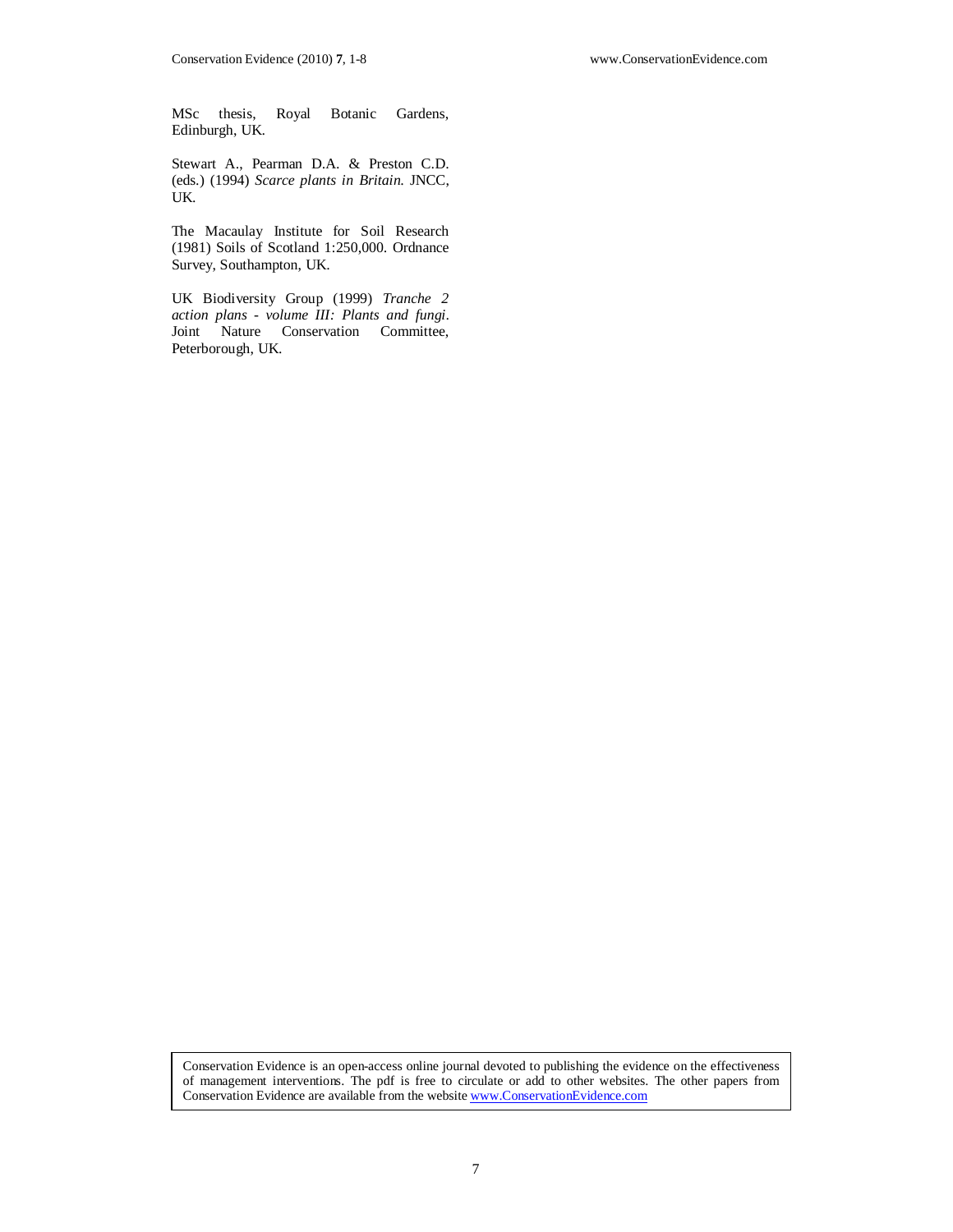MSc thesis, Royal Botanic Gardens, Edinburgh, UK.

Stewart A., Pearman D.A. & Preston C.D. (eds.) (1994) *Scarce plants in Britain.* JNCC, UK.

The Macaulay Institute for Soil Research (1981) Soils of Scotland 1:250,000. Ordnance Survey, Southampton, UK.

UK Biodiversity Group (1999) *Tranche 2 action plans - volume III: Plants and fungi*. Joint Nature Conservation Committee, Peterborough, UK.

Conservation Evidence is an open-access online journal devoted to publishing the evidence on the effectiveness of management interventions. The pdf is free to circulate or add to other websites. The other papers from Conservation Evidence are available from the website www.ConservationEvidence.com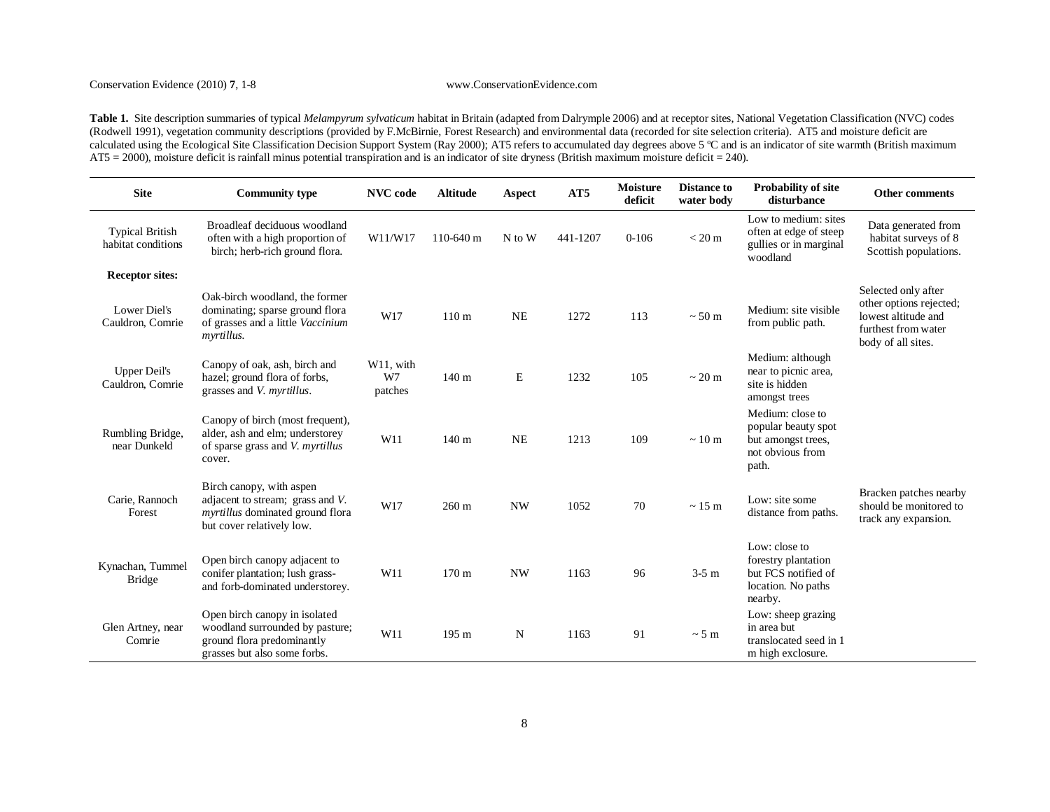**Table 1.** Site description summaries of typical *Melampyrum sylvaticum* habitat in Britain (adapted from Dalrymple 2006) and at receptor sites, National Vegetation Classification (NVC) codes (Rodwell 1991), vegetation community descriptions (provided by F.McBirnie, Forest Research) and environmental data (recorded for site selection criteria). AT5 and moisture deficit are calculated using the Ecological Site Classification Decision Support System (Ray 2000); AT5 refers to accumulated day degrees above 5 ºC and is an indicator of site warmth (British maximum AT5 = 2000), moisture deficit is rainfall minus potential transpiration and is an indicator of site dryness (British maximum moisture deficit = 240).

| Site | Community type | NVC code | Altitude | Aspect | AT5 | Moisture deficit | Distance to water body | Probability of site disturbance | Other comments |
|---|---|---|---|---|---|---|---|---|---|
| Typical British habitat conditions | Broadleaf deciduous woodland often with a high proportion of birch; herb-rich ground flora. | W11/W17 | 110-640 m | N to W | 441-1207 | 0-106 | < 20 m | Low to medium: sites often at edge of steep gullies or in marginal woodland | Data generated from habitat surveys of 8 Scottish populations. |
| **Receptor sites:** | | | | | | | | | |
| Lower Diel's Cauldron, Comrie | Oak-birch woodland, the former dominating; sparse ground flora of grasses and a little *Vaccinium myrtillus*. | W17 | 110 m | NE | 1272 | 113 | ~ 50 m | Medium: site visible from public path. | Selected only after other options rejected; lowest altitude and furthest from water body of all sites. |
| Upper Deil's Cauldron, Comrie | Canopy of oak, ash, birch and hazel; ground flora of forbs, grasses and *V. myrtillus*. | W11, with W7 patches | 140 m | E | 1232 | 105 | ~ 20 m | Medium: although near to picnic area, site is hidden amongst trees | |
| Rumbling Bridge, near Dunkeld | Canopy of birch (most frequent), alder, ash and elm; understorey of sparse grass and *V. myrtillus* cover. | W11 | 140 m | NE | 1213 | 109 | ~ 10 m | Medium: close to popular beauty spot but amongst trees, not obvious from path. | |
| Carie, Rannoch Forest | Birch canopy, with aspen adjacent to stream; grass and *V. myrtillus* dominated ground flora but cover relatively low. | W17 | 260 m | NW | 1052 | 70 | ~ 15 m | Low: site some distance from paths. | Bracken patches nearby should be monitored to track any expansion. |
| Kynachan, Tummel Bridge | Open birch canopy adjacent to conifer plantation; lush grass- and forb-dominated understorey. | W11 | 170 m | NW | 1163 | 96 | 3-5 m | Low: close to forestry plantation but FCS notified of location. No paths nearby. | |
| Glen Artney, near Comrie | Open birch canopy in isolated woodland surrounded by pasture; ground flora predominantly grasses but also some forbs. | W11 | 195 m | N | 1163 | 91 | ~ 5 m | Low: sheep grazing in area but translocated seed in 1 m high exclosure. | |